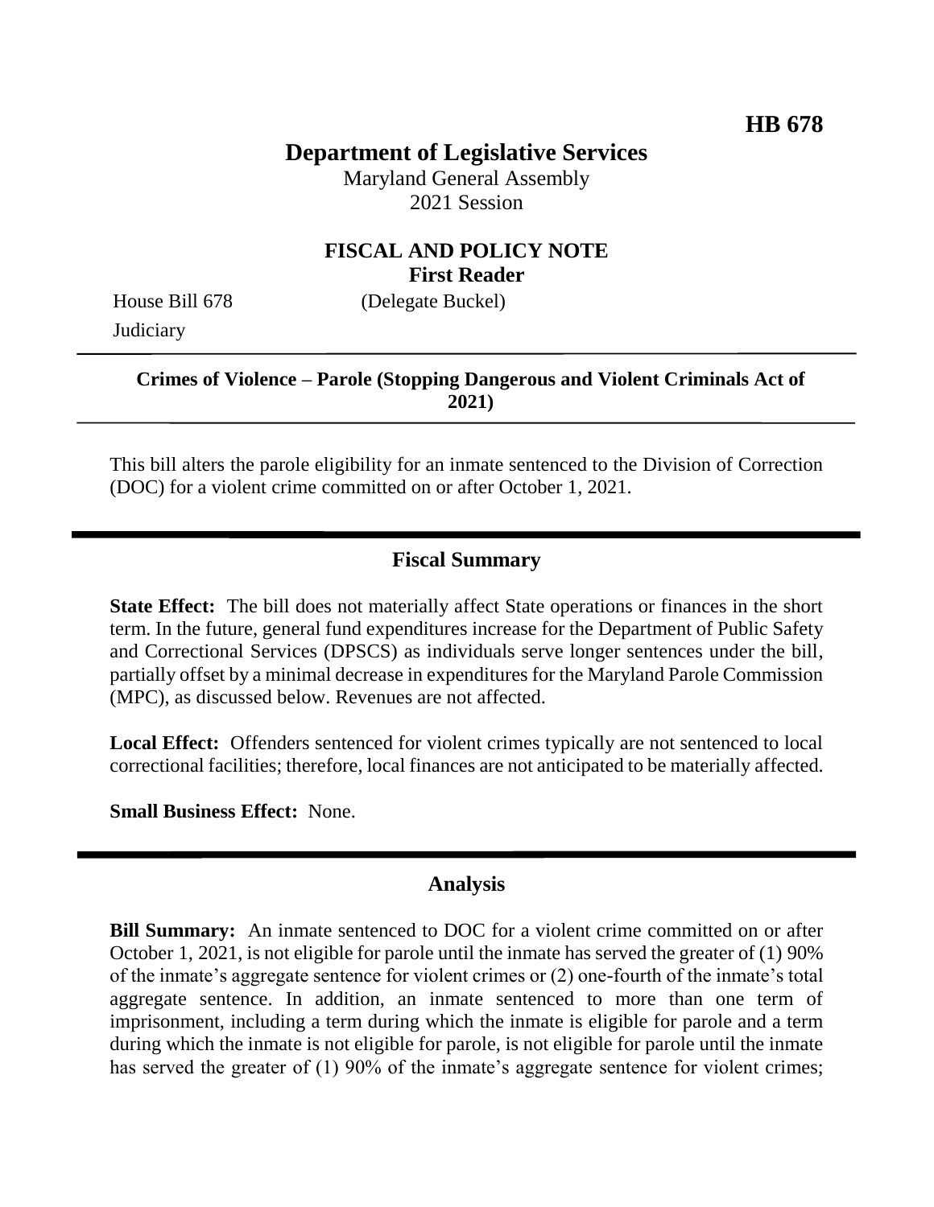**HB 678**

# Department of Legislative Services

Maryland General Assembly
2021 Session

## FISCAL AND POLICY NOTE
**First Reader**

House Bill 678 (Delegate Buckel)
Judiciary

**Crimes of Violence – Parole (Stopping Dangerous and Violent Criminals Act of 2021)**

This bill alters the parole eligibility for an inmate sentenced to the Division of Correction (DOC) for a violent crime committed on or after October 1, 2021.

## Fiscal Summary

**State Effect:** The bill does not materially affect State operations or finances in the short term. In the future, general fund expenditures increase for the Department of Public Safety and Correctional Services (DPSCS) as individuals serve longer sentences under the bill, partially offset by a minimal decrease in expenditures for the Maryland Parole Commission (MPC), as discussed below. Revenues are not affected.

**Local Effect:** Offenders sentenced for violent crimes typically are not sentenced to local correctional facilities; therefore, local finances are not anticipated to be materially affected.

**Small Business Effect:** None.

## Analysis

**Bill Summary:** An inmate sentenced to DOC for a violent crime committed on or after October 1, 2021, is not eligible for parole until the inmate has served the greater of (1) 90% of the inmate's aggregate sentence for violent crimes or (2) one-fourth of the inmate's total aggregate sentence. In addition, an inmate sentenced to more than one term of imprisonment, including a term during which the inmate is eligible for parole and a term during which the inmate is not eligible for parole, is not eligible for parole until the inmate has served the greater of (1) 90% of the inmate's aggregate sentence for violent crimes;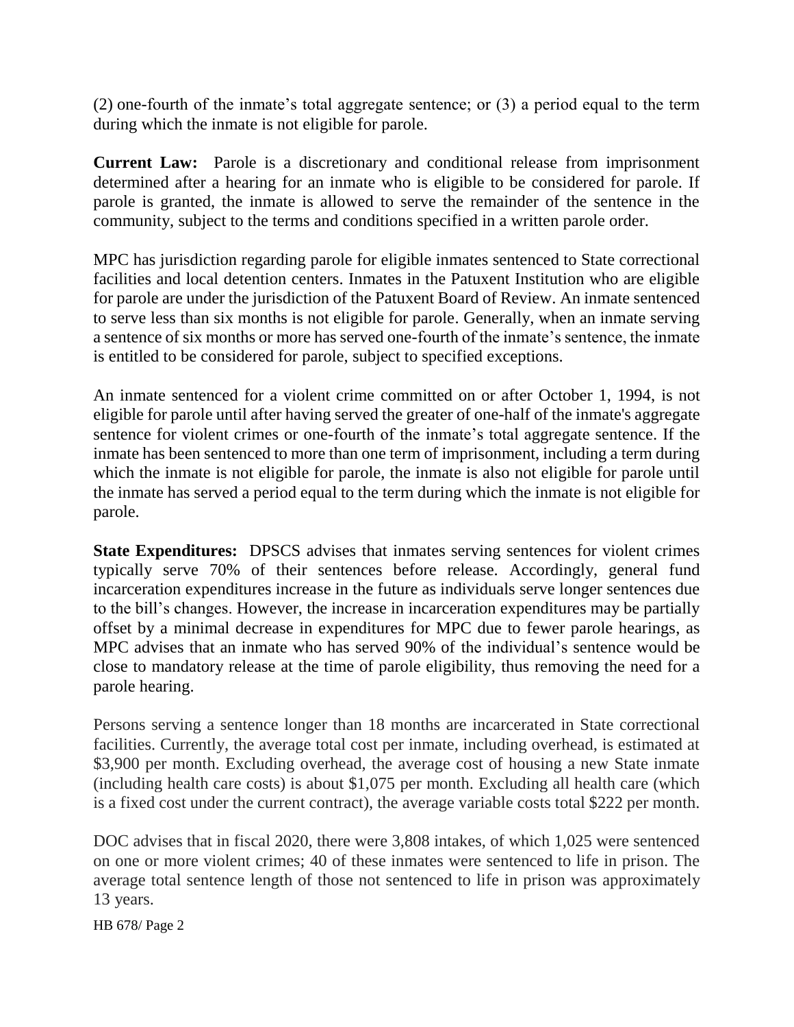(2) one-fourth of the inmate's total aggregate sentence; or (3) a period equal to the term during which the inmate is not eligible for parole.

**Current Law:** Parole is a discretionary and conditional release from imprisonment determined after a hearing for an inmate who is eligible to be considered for parole. If parole is granted, the inmate is allowed to serve the remainder of the sentence in the community, subject to the terms and conditions specified in a written parole order.

MPC has jurisdiction regarding parole for eligible inmates sentenced to State correctional facilities and local detention centers. Inmates in the Patuxent Institution who are eligible for parole are under the jurisdiction of the Patuxent Board of Review. An inmate sentenced to serve less than six months is not eligible for parole. Generally, when an inmate serving a sentence of six months or more has served one-fourth of the inmate's sentence, the inmate is entitled to be considered for parole, subject to specified exceptions.

An inmate sentenced for a violent crime committed on or after October 1, 1994, is not eligible for parole until after having served the greater of one-half of the inmate's aggregate sentence for violent crimes or one-fourth of the inmate's total aggregate sentence. If the inmate has been sentenced to more than one term of imprisonment, including a term during which the inmate is not eligible for parole, the inmate is also not eligible for parole until the inmate has served a period equal to the term during which the inmate is not eligible for parole.

**State Expenditures:** DPSCS advises that inmates serving sentences for violent crimes typically serve 70% of their sentences before release. Accordingly, general fund incarceration expenditures increase in the future as individuals serve longer sentences due to the bill's changes. However, the increase in incarceration expenditures may be partially offset by a minimal decrease in expenditures for MPC due to fewer parole hearings, as MPC advises that an inmate who has served 90% of the individual's sentence would be close to mandatory release at the time of parole eligibility, thus removing the need for a parole hearing.

Persons serving a sentence longer than 18 months are incarcerated in State correctional facilities. Currently, the average total cost per inmate, including overhead, is estimated at $3,900 per month. Excluding overhead, the average cost of housing a new State inmate (including health care costs) is about $1,075 per month. Excluding all health care (which is a fixed cost under the current contract), the average variable costs total $222 per month.

DOC advises that in fiscal 2020, there were 3,808 intakes, of which 1,025 were sentenced on one or more violent crimes; 40 of these inmates were sentenced to life in prison. The average total sentence length of those not sentenced to life in prison was approximately 13 years.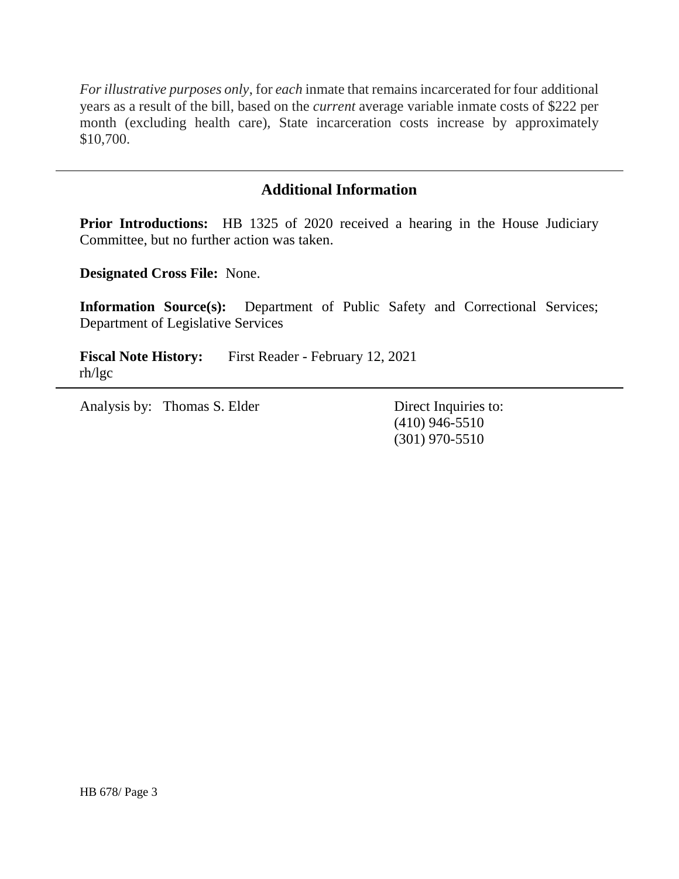*For illustrative purposes only*, for *each* inmate that remains incarcerated for four additional years as a result of the bill, based on the *current* average variable inmate costs of $222 per month (excluding health care), State incarceration costs increase by approximately $10,700.

---

## Additional Information

**Prior Introductions:** HB 1325 of 2020 received a hearing in the House Judiciary Committee, but no further action was taken.

**Designated Cross File:** None.

**Information Source(s):** Department of Public Safety and Correctional Services; Department of Legislative Services

**Fiscal Note History:** First Reader - February 12, 2021
rh/lgc

---

Analysis by: Thomas S. Elder

Direct Inquiries to:
(410) 946-5510
(301) 970-5510